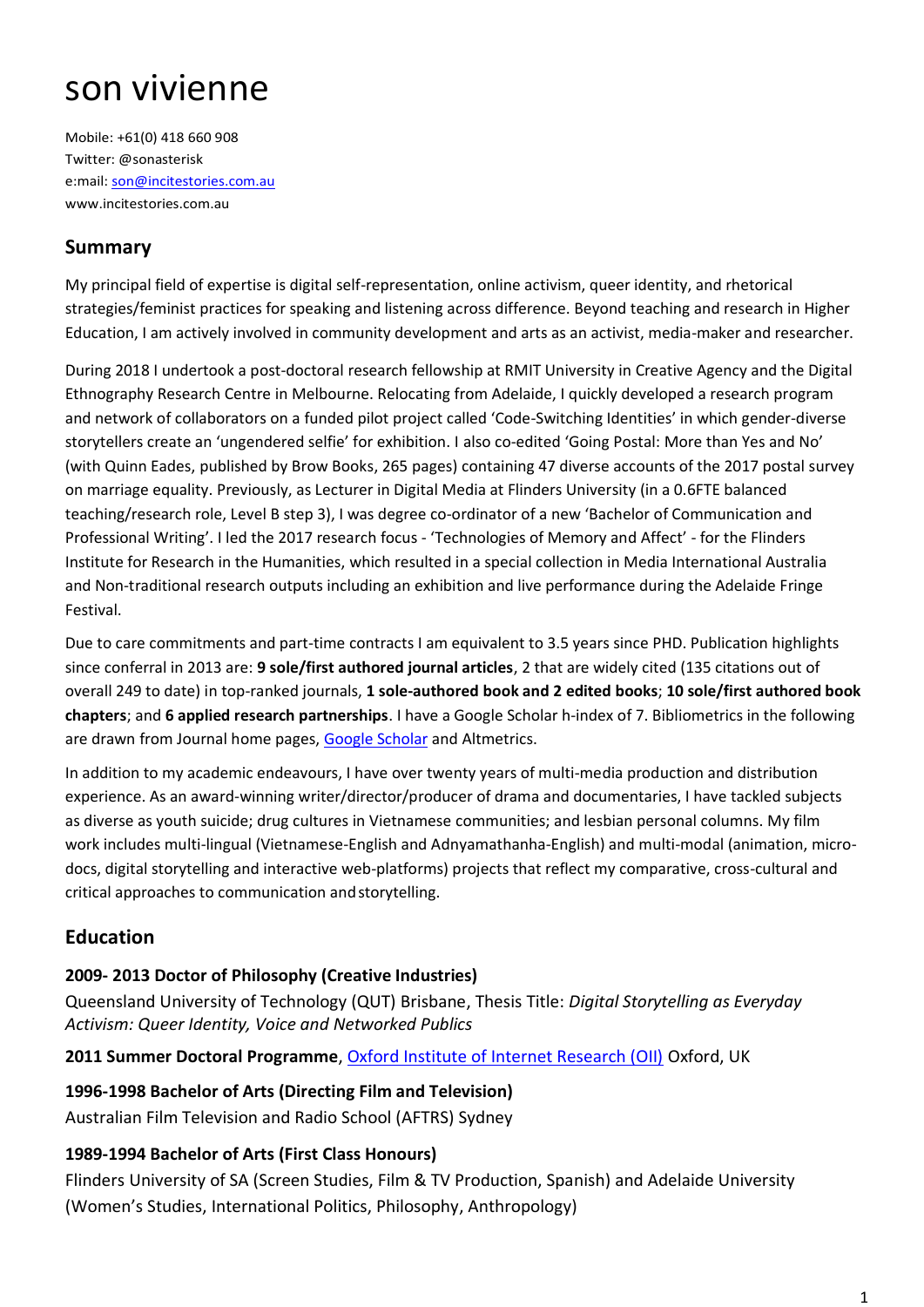# son vivienne

Mobile: +61(0) 418 660 908
Twitter: @sonasterisk
e:mail: son@incitestories.com.au
www.incitestories.com.au

## Summary

My principal field of expertise is digital self-representation, online activism, queer identity, and rhetorical strategies/feminist practices for speaking and listening across difference. Beyond teaching and research in Higher Education, I am actively involved in community development and arts as an activist, media-maker and researcher.

During 2018 I undertook a post-doctoral research fellowship at RMIT University in Creative Agency and the Digital Ethnography Research Centre in Melbourne. Relocating from Adelaide, I quickly developed a research program and network of collaborators on a funded pilot project called 'Code-Switching Identities' in which gender-diverse storytellers create an 'ungendered selfie' for exhibition. I also co-edited 'Going Postal: More than Yes and No' (with Quinn Eades, published by Brow Books, 265 pages) containing 47 diverse accounts of the 2017 postal survey on marriage equality. Previously, as Lecturer in Digital Media at Flinders University (in a 0.6FTE balanced teaching/research role, Level B step 3), I was degree co-ordinator of a new 'Bachelor of Communication and Professional Writing'. I led the 2017 research focus - 'Technologies of Memory and Affect' - for the Flinders Institute for Research in the Humanities, which resulted in a special collection in Media International Australia and Non-traditional research outputs including an exhibition and live performance during the Adelaide Fringe Festival.

Due to care commitments and part-time contracts I am equivalent to 3.5 years since PHD. Publication highlights since conferral in 2013 are: **9 sole/first authored journal articles**, 2 that are widely cited (135 citations out of overall 249 to date) in top-ranked journals, **1 sole-authored book and 2 edited books**; **10 sole/first authored book chapters**; and **6 applied research partnerships**. I have a Google Scholar h-index of 7. Bibliometrics in the following are drawn from Journal home pages, Google Scholar and Altmetrics.

In addition to my academic endeavours, I have over twenty years of multi-media production and distribution experience. As an award-winning writer/director/producer of drama and documentaries, I have tackled subjects as diverse as youth suicide; drug cultures in Vietnamese communities; and lesbian personal columns. My film work includes multi-lingual (Vietnamese-English and Adnyamathanha-English) and multi-modal (animation, micro-docs, digital storytelling and interactive web-platforms) projects that reflect my comparative, cross-cultural and critical approaches to communication and storytelling.

## Education

**2009- 2013 Doctor of Philosophy (Creative Industries)**
Queensland University of Technology (QUT) Brisbane, Thesis Title: *Digital Storytelling as Everyday Activism: Queer Identity, Voice and Networked Publics*

**2011 Summer Doctoral Programme**, Oxford Institute of Internet Research (OII) Oxford, UK

**1996-1998 Bachelor of Arts (Directing Film and Television)**
Australian Film Television and Radio School (AFTRS) Sydney

**1989-1994 Bachelor of Arts (First Class Honours)**
Flinders University of SA (Screen Studies, Film & TV Production, Spanish) and Adelaide University (Women's Studies, International Politics, Philosophy, Anthropology)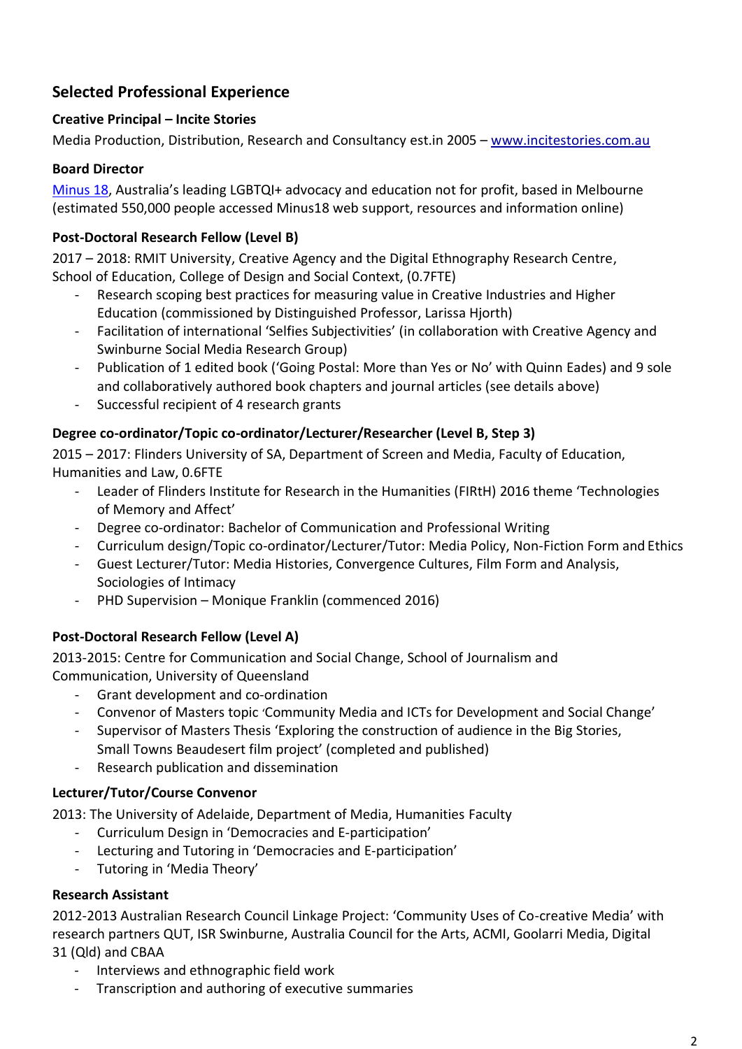## Selected Professional Experience

**Creative Principal – Incite Stories**

Media Production, Distribution, Research and Consultancy est.in 2005 – [www.incitestories.com.au](www.incitestories.com.au)

**Board Director**

[Minus 18](), Australia's leading LGBTQI+ advocacy and education not for profit, based in Melbourne (estimated 550,000 people accessed Minus18 web support, resources and information online)

**Post-Doctoral Research Fellow (Level B)**

2017 – 2018: RMIT University, Creative Agency and the Digital Ethnography Research Centre, School of Education, College of Design and Social Context, (0.7FTE)

- Research scoping best practices for measuring value in Creative Industries and Higher Education (commissioned by Distinguished Professor, Larissa Hjorth)
- Facilitation of international 'Selfies Subjectivities' (in collaboration with Creative Agency and Swinburne Social Media Research Group)
- Publication of 1 edited book ('Going Postal: More than Yes or No' with Quinn Eades) and 9 sole and collaboratively authored book chapters and journal articles (see details above)
- Successful recipient of 4 research grants

**Degree co-ordinator/Topic co-ordinator/Lecturer/Researcher (Level B, Step 3)**

2015 – 2017: Flinders University of SA, Department of Screen and Media, Faculty of Education, Humanities and Law, 0.6FTE

- Leader of Flinders Institute for Research in the Humanities (FIRtH) 2016 theme 'Technologies of Memory and Affect'
- Degree co-ordinator: Bachelor of Communication and Professional Writing
- Curriculum design/Topic co-ordinator/Lecturer/Tutor: Media Policy, Non-Fiction Form and Ethics
- Guest Lecturer/Tutor: Media Histories, Convergence Cultures, Film Form and Analysis, Sociologies of Intimacy
- PHD Supervision – Monique Franklin (commenced 2016)

**Post-Doctoral Research Fellow (Level A)**

2013-2015: Centre for Communication and Social Change, School of Journalism and Communication, University of Queensland

- Grant development and co-ordination
- Convenor of Masters topic 'Community Media and ICTs for Development and Social Change'
- Supervisor of Masters Thesis 'Exploring the construction of audience in the Big Stories, Small Towns Beaudesert film project' (completed and published)
- Research publication and dissemination

**Lecturer/Tutor/Course Convenor**

2013: The University of Adelaide, Department of Media, Humanities Faculty

- Curriculum Design in 'Democracies and E-participation'
- Lecturing and Tutoring in 'Democracies and E-participation'
- Tutoring in 'Media Theory'

**Research Assistant**

2012-2013 Australian Research Council Linkage Project: 'Community Uses of Co-creative Media' with research partners QUT, ISR Swinburne, Australia Council for the Arts, ACMI, Goolarri Media, Digital 31 (Qld) and CBAA

- Interviews and ethnographic field work
- Transcription and authoring of executive summaries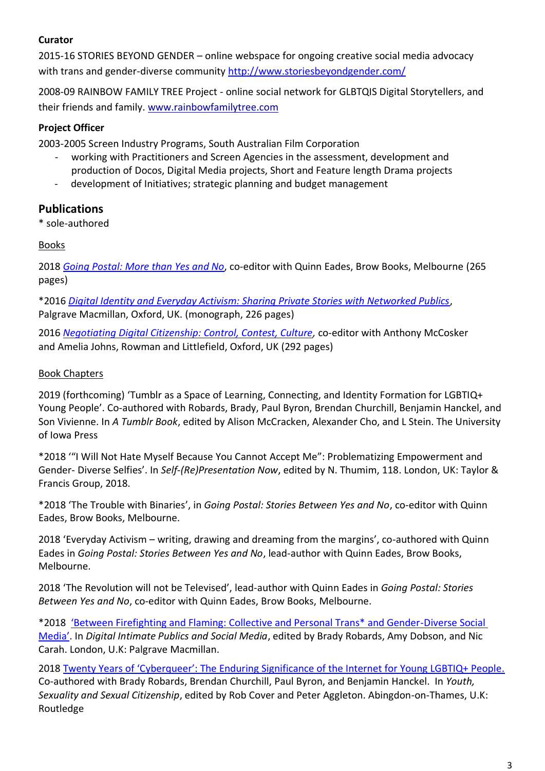**Curator**

2015-16 STORIES BEYOND GENDER – online webspace for ongoing creative social media advocacy with trans and gender-diverse community http://www.storiesbeyondgender.com/

2008-09 RAINBOW FAMILY TREE Project - online social network for GLBTQIS Digital Storytellers, and their friends and family. www.rainbowfamilytree.com

**Project Officer**

2003-2005 Screen Industry Programs, South Australian Film Corporation

- working with Practitioners and Screen Agencies in the assessment, development and production of Docos, Digital Media projects, Short and Feature length Drama projects
- development of Initiatives; strategic planning and budget management

## Publications

\* sole-authored

Books

2018 *Going Postal: More than Yes and No*, co-editor with Quinn Eades, Brow Books, Melbourne (265 pages)

*2016 *Digital Identity and Everyday Activism: Sharing Private Stories with Networked Publics*, Palgrave Macmillan, Oxford, UK. (monograph, 226 pages)

2016 *Negotiating Digital Citizenship: Control, Contest, Culture*, co-editor with Anthony McCosker and Amelia Johns, Rowman and Littlefield, Oxford, UK (292 pages)

Book Chapters

2019 (forthcoming) 'Tumblr as a Space of Learning, Connecting, and Identity Formation for LGBTIQ+ Young People'. Co-authored with Robards, Brady, Paul Byron, Brendan Churchill, Benjamin Hanckel, and Son Vivienne. In *A Tumblr Book*, edited by Alison McCracken, Alexander Cho, and L Stein. The University of Iowa Press

*2018 '"I Will Not Hate Myself Because You Cannot Accept Me": Problematizing Empowerment and Gender- Diverse Selfies'. In *Self-(Re)Presentation Now*, edited by N. Thumim, 118. London, UK: Taylor & Francis Group, 2018.

*2018 'The Trouble with Binaries', in *Going Postal: Stories Between Yes and No*, co-editor with Quinn Eades, Brow Books, Melbourne.

2018 'Everyday Activism – writing, drawing and dreaming from the margins', co-authored with Quinn Eades in *Going Postal: Stories Between Yes and No*, lead-author with Quinn Eades, Brow Books, Melbourne.

2018 'The Revolution will not be Televised', lead-author with Quinn Eades in *Going Postal: Stories Between Yes and No*, co-editor with Quinn Eades, Brow Books, Melbourne.

*2018 'Between Firefighting and Flaming: Collective and Personal Trans* and Gender-Diverse Social Media'. In *Digital Intimate Publics and Social Media*, edited by Brady Robards, Amy Dobson, and Nic Carah. London, U.K: Palgrave Macmillan.

2018 Twenty Years of 'Cyberqueer': The Enduring Significance of the Internet for Young LGBTIQ+ People. Co-authored with Brady Robards, Brendan Churchill, Paul Byron, and Benjamin Hanckel. In *Youth, Sexuality and Sexual Citizenship*, edited by Rob Cover and Peter Aggleton. Abingdon-on-Thames, U.K: Routledge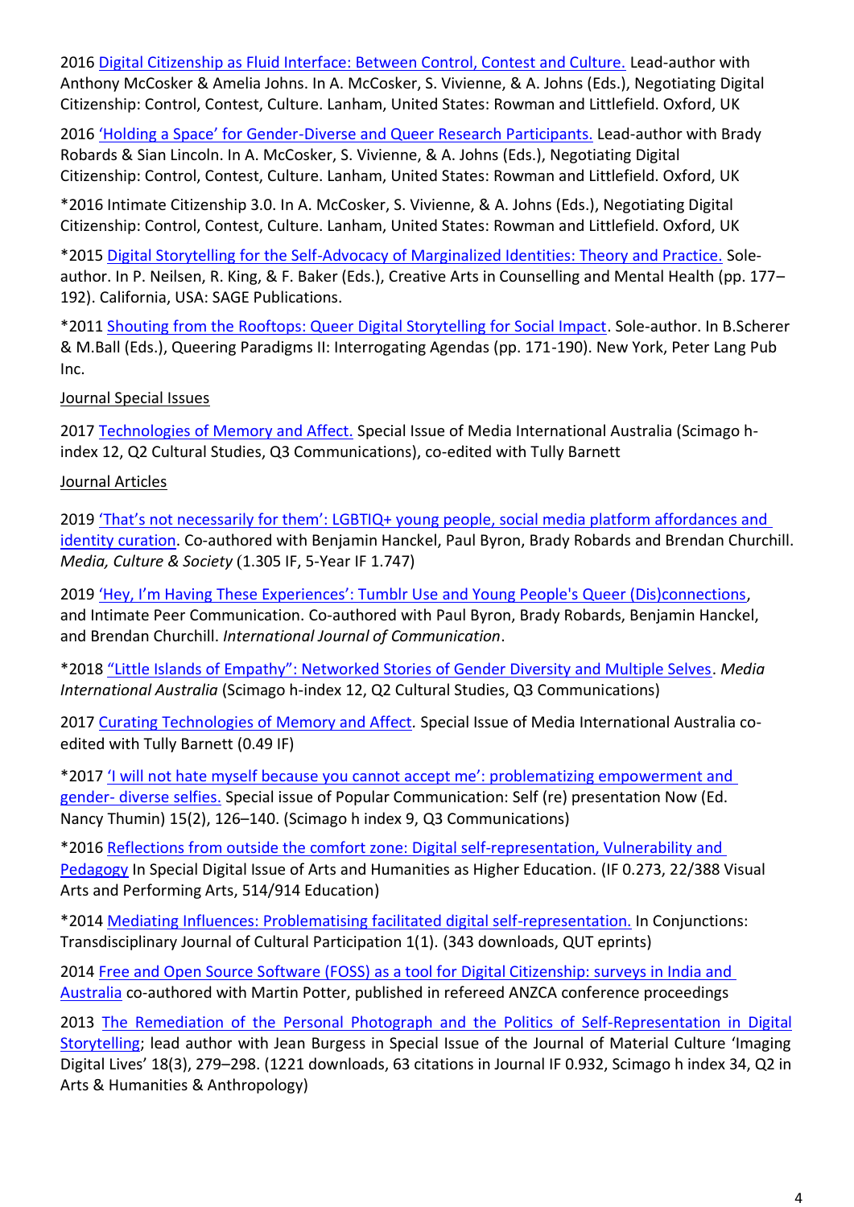2016 [Digital Citizenship as Fluid Interface: Between Control, Contest and Culture.] Lead-author with Anthony McCosker & Amelia Johns. In A. McCosker, S. Vivienne, & A. Johns (Eds.), Negotiating Digital Citizenship: Control, Contest, Culture. Lanham, United States: Rowman and Littlefield. Oxford, UK

2016 ['Holding a Space' for Gender-Diverse and Queer Research Participants.] Lead-author with Brady Robards & Sian Lincoln. In A. McCosker, S. Vivienne, & A. Johns (Eds.), Negotiating Digital Citizenship: Control, Contest, Culture. Lanham, United States: Rowman and Littlefield. Oxford, UK

*2016 Intimate Citizenship 3.0. In A. McCosker, S. Vivienne, & A. Johns (Eds.), Negotiating Digital Citizenship: Control, Contest, Culture. Lanham, United States: Rowman and Littlefield. Oxford, UK

*2015 [Digital Storytelling for the Self-Advocacy of Marginalized Identities: Theory and Practice.] Sole-author. In P. Neilsen, R. King, & F. Baker (Eds.), Creative Arts in Counselling and Mental Health (pp. 177–192). California, USA: SAGE Publications.

*2011 [Shouting from the Rooftops: Queer Digital Storytelling for Social Impact]. Sole-author. In B.Scherer & M.Ball (Eds.), Queering Paradigms II: Interrogating Agendas (pp. 171-190). New York, Peter Lang Pub Inc.

Journal Special Issues

2017 [Technologies of Memory and Affect.] Special Issue of Media International Australia (Scimago h-index 12, Q2 Cultural Studies, Q3 Communications), co-edited with Tully Barnett

Journal Articles

2019 ['That's not necessarily for them': LGBTIQ+ young people, social media platform affordances and identity curation]. Co-authored with Benjamin Hanckel, Paul Byron, Brady Robards and Brendan Churchill. *Media, Culture & Society* (1.305 IF, 5-Year IF 1.747)

2019 ['Hey, I'm Having These Experiences': Tumblr Use and Young People's Queer (Dis)connections], and Intimate Peer Communication. Co-authored with Paul Byron, Brady Robards, Benjamin Hanckel, and Brendan Churchill. *International Journal of Communication*.

*2018 ["Little Islands of Empathy": Networked Stories of Gender Diversity and Multiple Selves]. *Media International Australia* (Scimago h-index 12, Q2 Cultural Studies, Q3 Communications)

2017 [Curating Technologies of Memory and Affect.] Special Issue of Media International Australia co-edited with Tully Barnett (0.49 IF)

*2017 ['I will not hate myself because you cannot accept me': problematizing empowerment and gender- diverse selfies.] Special issue of Popular Communication: Self (re) presentation Now (Ed. Nancy Thumin) 15(2), 126–140. (Scimago h index 9, Q3 Communications)

*2016 [Reflections from outside the comfort zone: Digital self-representation, Vulnerability and Pedagogy] In Special Digital Issue of Arts and Humanities as Higher Education. (IF 0.273, 22/388 Visual Arts and Performing Arts, 514/914 Education)

*2014 [Mediating Influences: Problematising facilitated digital self-representation.] In Conjunctions: Transdisciplinary Journal of Cultural Participation 1(1). (343 downloads, QUT eprints)

2014 [Free and Open Source Software (FOSS) as a tool for Digital Citizenship: surveys in India and Australia] co-authored with Martin Potter, published in refereed ANZCA conference proceedings

2013 [The Remediation of the Personal Photograph and the Politics of Self-Representation in Digital Storytelling]; lead author with Jean Burgess in Special Issue of the Journal of Material Culture 'Imaging Digital Lives' 18(3), 279–298. (1221 downloads, 63 citations in Journal IF 0.932, Scimago h index 34, Q2 in Arts & Humanities & Anthropology)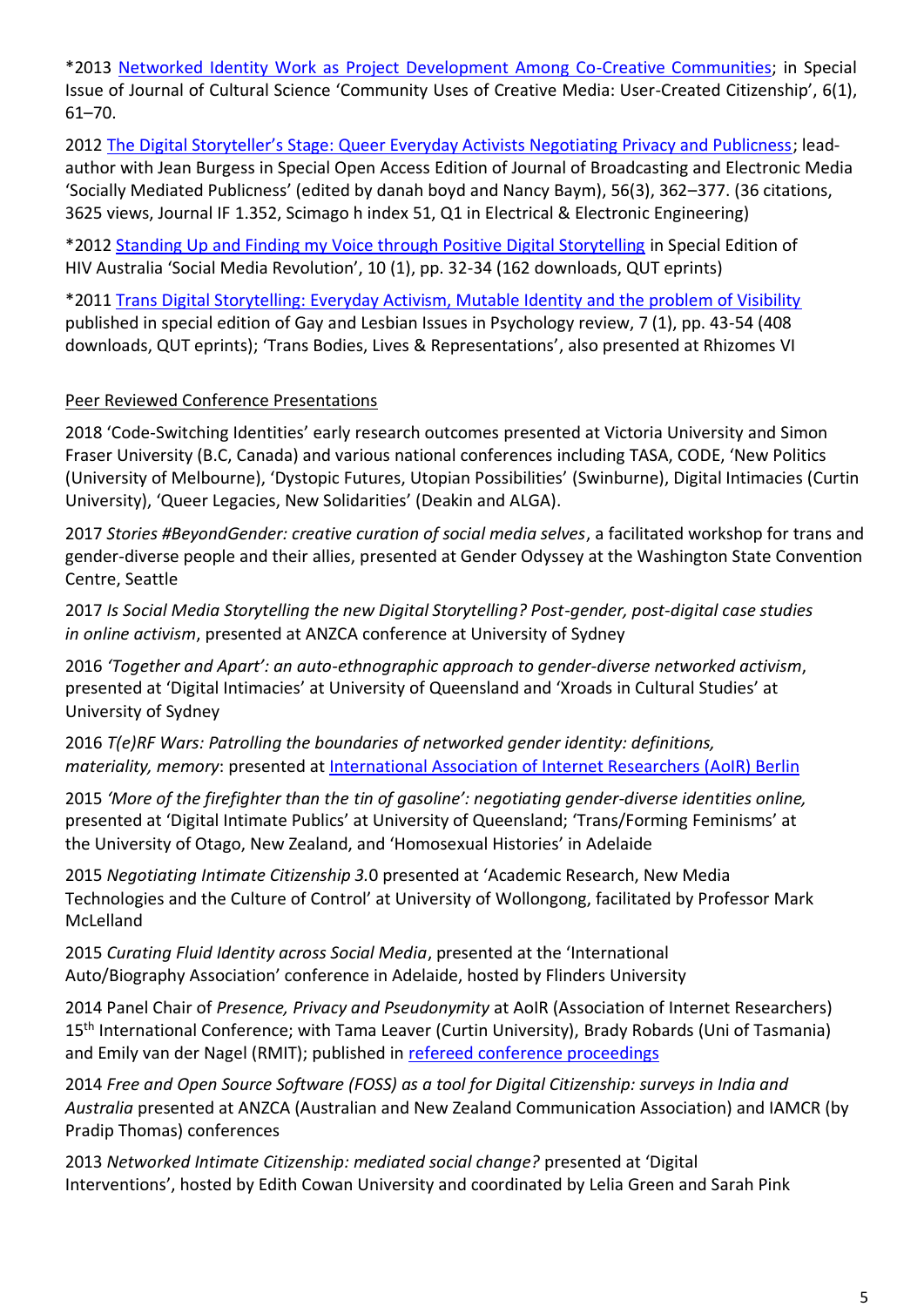*2013 Networked Identity Work as Project Development Among Co-Creative Communities; in Special Issue of Journal of Cultural Science 'Community Uses of Creative Media: User-Created Citizenship', 6(1), 61–70.

2012 The Digital Storyteller's Stage: Queer Everyday Activists Negotiating Privacy and Publicness; lead-author with Jean Burgess in Special Open Access Edition of Journal of Broadcasting and Electronic Media 'Socially Mediated Publicness' (edited by danah boyd and Nancy Baym), 56(3), 362–377. (36 citations, 3625 views, Journal IF 1.352, Scimago h index 51, Q1 in Electrical & Electronic Engineering)

*2012 Standing Up and Finding my Voice through Positive Digital Storytelling in Special Edition of HIV Australia 'Social Media Revolution', 10 (1), pp. 32-34 (162 downloads, QUT eprints)

*2011 Trans Digital Storytelling: Everyday Activism, Mutable Identity and the problem of Visibility published in special edition of Gay and Lesbian Issues in Psychology review, 7 (1), pp. 43-54 (408 downloads, QUT eprints); 'Trans Bodies, Lives & Representations', also presented at Rhizomes VI

## Peer Reviewed Conference Presentations

2018 'Code-Switching Identities' early research outcomes presented at Victoria University and Simon Fraser University (B.C, Canada) and various national conferences including TASA, CODE, 'New Politics (University of Melbourne), 'Dystopic Futures, Utopian Possibilities' (Swinburne), Digital Intimacies (Curtin University), 'Queer Legacies, New Solidarities' (Deakin and ALGA).

2017 *Stories #BeyondGender: creative curation of social media selves*, a facilitated workshop for trans and gender-diverse people and their allies, presented at Gender Odyssey at the Washington State Convention Centre, Seattle

2017 *Is Social Media Storytelling the new Digital Storytelling? Post-gender, post-digital case studies in online activism*, presented at ANZCA conference at University of Sydney

2016 *'Together and Apart': an auto-ethnographic approach to gender-diverse networked activism*, presented at 'Digital Intimacies' at University of Queensland and 'Xroads in Cultural Studies' at University of Sydney

2016 *T(e)RF Wars: Patrolling the boundaries of networked gender identity: definitions, materiality, memory*: presented at International Association of Internet Researchers (AoIR) Berlin

2015 *'More of the firefighter than the tin of gasoline': negotiating gender-diverse identities online,* presented at 'Digital Intimate Publics' at University of Queensland; 'Trans/Forming Feminisms' at the University of Otago, New Zealand, and 'Homosexual Histories' in Adelaide

2015 *Negotiating Intimate Citizenship 3.*0 presented at 'Academic Research, New Media Technologies and the Culture of Control' at University of Wollongong, facilitated by Professor Mark McLelland

2015 *Curating Fluid Identity across Social Media*, presented at the 'International Auto/Biography Association' conference in Adelaide, hosted by Flinders University

2014 Panel Chair of *Presence, Privacy and Pseudonymity* at AoIR (Association of Internet Researchers) 15th International Conference; with Tama Leaver (Curtin University), Brady Robards (Uni of Tasmania) and Emily van der Nagel (RMIT); published in refereed conference proceedings

2014 *Free and Open Source Software (FOSS) as a tool for Digital Citizenship: surveys in India and Australia* presented at ANZCA (Australian and New Zealand Communication Association) and IAMCR (by Pradip Thomas) conferences

2013 *Networked Intimate Citizenship: mediated social change?* presented at 'Digital Interventions', hosted by Edith Cowan University and coordinated by Lelia Green and Sarah Pink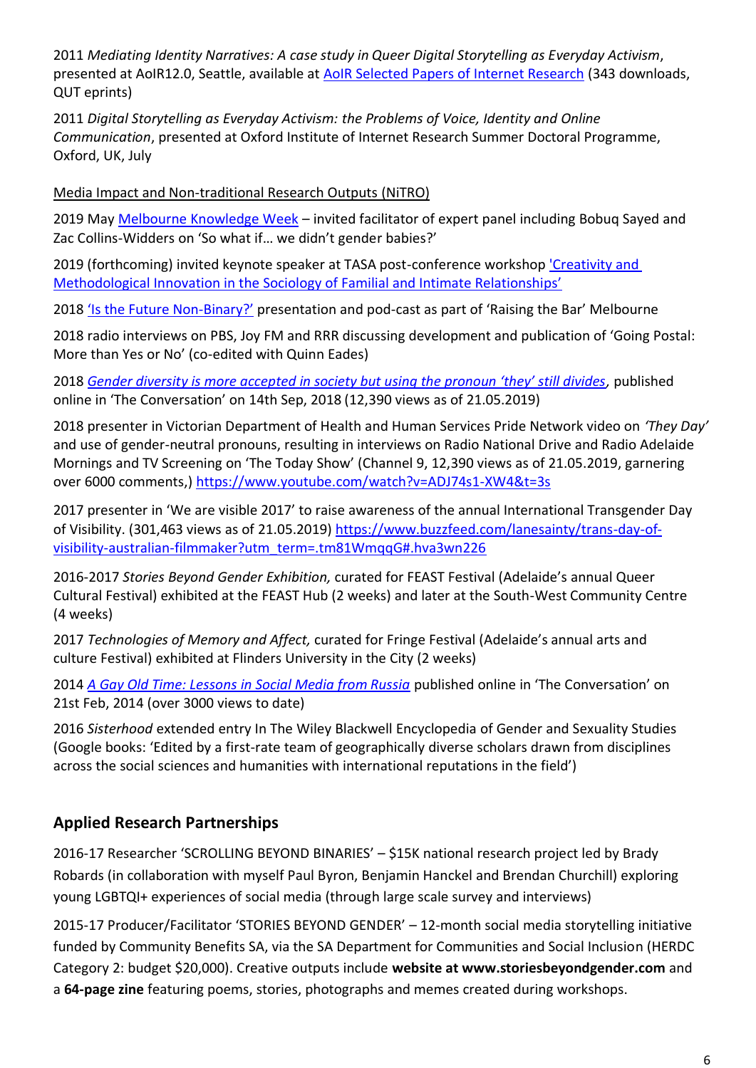2011 *Mediating Identity Narratives: A case study in Queer Digital Storytelling as Everyday Activism*, presented at AoIR12.0, Seattle, available at AoIR Selected Papers of Internet Research (343 downloads, QUT eprints)

2011 *Digital Storytelling as Everyday Activism: the Problems of Voice, Identity and Online Communication*, presented at Oxford Institute of Internet Research Summer Doctoral Programme, Oxford, UK, July

Media Impact and Non-traditional Research Outputs (NiTRO)

2019 May Melbourne Knowledge Week – invited facilitator of expert panel including Bobuq Sayed and Zac Collins-Widders on 'So what if… we didn't gender babies?'

2019 (forthcoming) invited keynote speaker at TASA post-conference workshop 'Creativity and Methodological Innovation in the Sociology of Familial and Intimate Relationships'

2018 'Is the Future Non-Binary?' presentation and pod-cast as part of 'Raising the Bar' Melbourne

2018 radio interviews on PBS, Joy FM and RRR discussing development and publication of 'Going Postal: More than Yes or No' (co-edited with Quinn Eades)

2018 *Gender diversity is more accepted in society but using the pronoun 'they' still divides*, published online in 'The Conversation' on 14th Sep, 2018 (12,390 views as of 21.05.2019)

2018 presenter in Victorian Department of Health and Human Services Pride Network video on *'They Day'* and use of gender-neutral pronouns, resulting in interviews on Radio National Drive and Radio Adelaide Mornings and TV Screening on 'The Today Show' (Channel 9, 12,390 views as of 21.05.2019, garnering over 6000 comments,) https://www.youtube.com/watch?v=ADJ74s1-XW4&t=3s

2017 presenter in 'We are visible 2017' to raise awareness of the annual International Transgender Day of Visibility. (301,463 views as of 21.05.2019) https://www.buzzfeed.com/lanesainty/trans-day-of-visibility-australian-filmmaker?utm_term=.tm81WmqqG#.hva3wn226

2016-2017 *Stories Beyond Gender Exhibition,* curated for FEAST Festival (Adelaide's annual Queer Cultural Festival) exhibited at the FEAST Hub (2 weeks) and later at the South-West Community Centre (4 weeks)

2017 *Technologies of Memory and Affect,* curated for Fringe Festival (Adelaide's annual arts and culture Festival) exhibited at Flinders University in the City (2 weeks)

2014 *A Gay Old Time: Lessons in Social Media from Russia* published online in 'The Conversation' on 21st Feb, 2014 (over 3000 views to date)

2016 *Sisterhood* extended entry In The Wiley Blackwell Encyclopedia of Gender and Sexuality Studies (Google books: 'Edited by a first-rate team of geographically diverse scholars drawn from disciplines across the social sciences and humanities with international reputations in the field')

## Applied Research Partnerships

2016-17 Researcher 'SCROLLING BEYOND BINARIES' – $15K national research project led by Brady Robards (in collaboration with myself Paul Byron, Benjamin Hanckel and Brendan Churchill) exploring young LGBTQI+ experiences of social media (through large scale survey and interviews)

2015-17 Producer/Facilitator 'STORIES BEYOND GENDER' – 12-month social media storytelling initiative funded by Community Benefits SA, via the SA Department for Communities and Social Inclusion (HERDC Category 2: budget $20,000). Creative outputs include **website at www.storiesbeyondgender.com** and a **64-page zine** featuring poems, stories, photographs and memes created during workshops.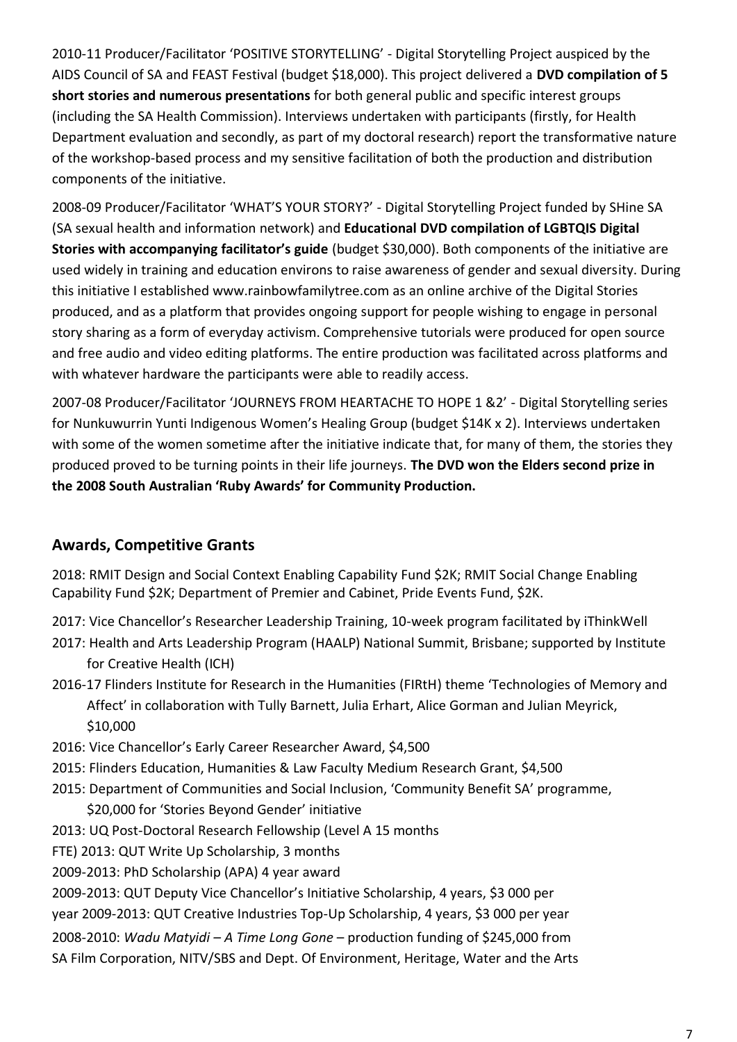2010-11 Producer/Facilitator 'POSITIVE STORYTELLING' - Digital Storytelling Project auspiced by the AIDS Council of SA and FEAST Festival (budget $18,000). This project delivered a **DVD compilation of 5 short stories and numerous presentations** for both general public and specific interest groups (including the SA Health Commission). Interviews undertaken with participants (firstly, for Health Department evaluation and secondly, as part of my doctoral research) report the transformative nature of the workshop-based process and my sensitive facilitation of both the production and distribution components of the initiative.

2008-09 Producer/Facilitator 'WHAT'S YOUR STORY?' - Digital Storytelling Project funded by SHine SA (SA sexual health and information network) and **Educational DVD compilation of LGBTQIS Digital Stories with accompanying facilitator's guide** (budget $30,000). Both components of the initiative are used widely in training and education environs to raise awareness of gender and sexual diversity. During this initiative I established www.rainbowfamilytree.com as an online archive of the Digital Stories produced, and as a platform that provides ongoing support for people wishing to engage in personal story sharing as a form of everyday activism. Comprehensive tutorials were produced for open source and free audio and video editing platforms. The entire production was facilitated across platforms and with whatever hardware the participants were able to readily access.

2007-08 Producer/Facilitator 'JOURNEYS FROM HEARTACHE TO HOPE 1 &2' - Digital Storytelling series for Nunkuwurrin Yunti Indigenous Women's Healing Group (budget $14K x 2). Interviews undertaken with some of the women sometime after the initiative indicate that, for many of them, the stories they produced proved to be turning points in their life journeys. **The DVD won the Elders second prize in the 2008 South Australian 'Ruby Awards' for Community Production.**

## Awards, Competitive Grants

2018: RMIT Design and Social Context Enabling Capability Fund $2K; RMIT Social Change Enabling Capability Fund $2K; Department of Premier and Cabinet, Pride Events Fund, $2K.

2017: Vice Chancellor's Researcher Leadership Training, 10-week program facilitated by iThinkWell

2017: Health and Arts Leadership Program (HAALP) National Summit, Brisbane; supported by Institute for Creative Health (ICH)

2016-17 Flinders Institute for Research in the Humanities (FIRtH) theme 'Technologies of Memory and Affect' in collaboration with Tully Barnett, Julia Erhart, Alice Gorman and Julian Meyrick, $10,000

2016: Vice Chancellor's Early Career Researcher Award, $4,500

2015: Flinders Education, Humanities & Law Faculty Medium Research Grant, $4,500

2015: Department of Communities and Social Inclusion, 'Community Benefit SA' programme, $20,000 for 'Stories Beyond Gender' initiative

2013: UQ Post-Doctoral Research Fellowship (Level A 15 months

FTE) 2013: QUT Write Up Scholarship, 3 months

2009-2013: PhD Scholarship (APA) 4 year award

2009-2013: QUT Deputy Vice Chancellor's Initiative Scholarship, 4 years, $3 000 per

year 2009-2013: QUT Creative Industries Top-Up Scholarship, 4 years, $3 000 per year

2008-2010: *Wadu Matyidi – A Time Long Gone* – production funding of $245,000 from SA Film Corporation, NITV/SBS and Dept. Of Environment, Heritage, Water and the Arts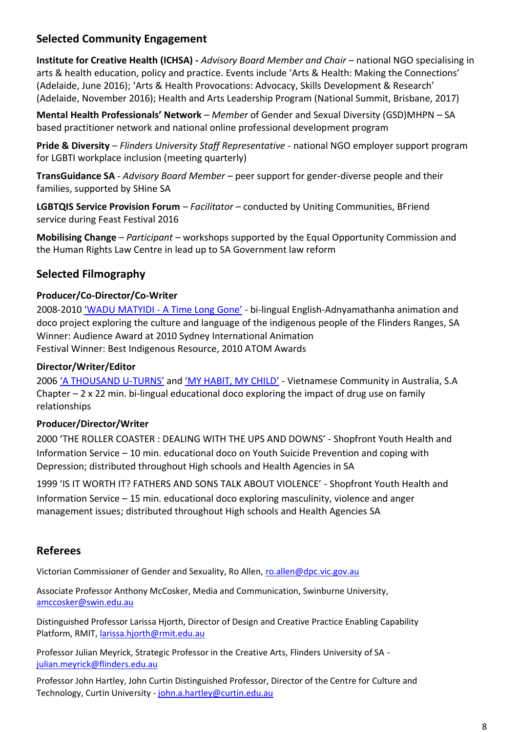## Selected Community Engagement

**Institute for Creative Health (ICHSA) -** *Advisory Board Member and Chair* – national NGO specialising in arts & health education, policy and practice. Events include 'Arts & Health: Making the Connections' (Adelaide, June 2016); 'Arts & Health Provocations: Advocacy, Skills Development & Research' (Adelaide, November 2016); Health and Arts Leadership Program (National Summit, Brisbane, 2017)

**Mental Health Professionals' Network** – *Member* of Gender and Sexual Diversity (GSD)MHPN – SA based practitioner network and national online professional development program

**Pride & Diversity** – *Flinders University Staff Representative* - national NGO employer support program for LGBTI workplace inclusion (meeting quarterly)

**TransGuidance SA** - *Advisory Board Member* – peer support for gender-diverse people and their families, supported by SHine SA

**LGBTQIS Service Provision Forum** – *Facilitator* – conducted by Uniting Communities, BFriend service during Feast Festival 2016

**Mobilising Change** – *Participant* – workshops supported by the Equal Opportunity Commission and the Human Rights Law Centre in lead up to SA Government law reform

## Selected Filmography

**Producer/Co-Director/Co-Writer**

2008-2010 'WADU MATYIDI - A Time Long Gone' - bi-lingual English-Adnyamathanha animation and doco project exploring the culture and language of the indigenous people of the Flinders Ranges, SA
Winner: Audience Award at 2010 Sydney International Animation
Festival Winner: Best Indigenous Resource, 2010 ATOM Awards

**Director/Writer/Editor**

2006 'A THOUSAND U-TURNS' and 'MY HABIT, MY CHILD' - Vietnamese Community in Australia, S.A Chapter – 2 x 22 min. bi-lingual educational doco exploring the impact of drug use on family relationships

**Producer/Director/Writer**

2000 'THE ROLLER COASTER : DEALING WITH THE UPS AND DOWNS' - Shopfront Youth Health and Information Service – 10 min. educational doco on Youth Suicide Prevention and coping with Depression; distributed throughout High schools and Health Agencies in SA

1999 'IS IT WORTH IT? FATHERS AND SONS TALK ABOUT VIOLENCE' - Shopfront Youth Health and Information Service – 15 min. educational doco exploring masculinity, violence and anger management issues; distributed throughout High schools and Health Agencies SA

## Referees

Victorian Commissioner of Gender and Sexuality, Ro Allen, ro.allen@dpc.vic.gov.au

Associate Professor Anthony McCosker, Media and Communication, Swinburne University, amccosker@swin.edu.au

Distinguished Professor Larissa Hjorth, Director of Design and Creative Practice Enabling Capability Platform, RMIT, larissa.hjorth@rmit.edu.au

Professor Julian Meyrick, Strategic Professor in the Creative Arts, Flinders University of SA - julian.meyrick@flinders.edu.au

Professor John Hartley, John Curtin Distinguished Professor, Director of the Centre for Culture and Technology, Curtin University - john.a.hartley@curtin.edu.au